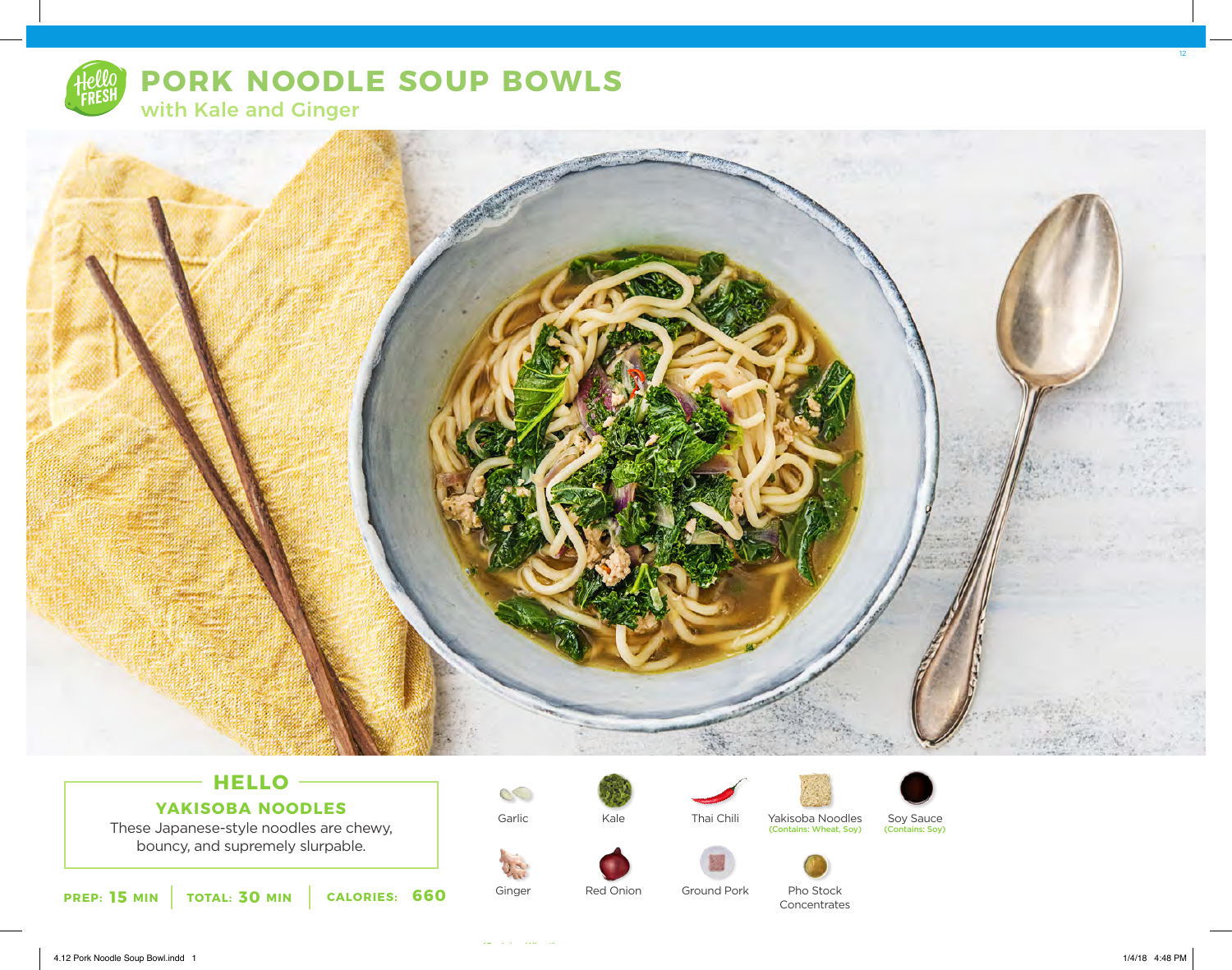# PORK NOODLE SOUP BOWLS

## with Kale and Ginger

### HELLO

**YAKISOBA NOODLES**

These Japanese-style noodles are chewy, bouncy, and supremely slurpable.

**PREP:** 15 MIN | **TOTAL:** 30 MIN | **CALORIES:** 660

- Garlic
- Kale
- Thai Chili
- Yakisoba Noodles (Contains: Wheat, Soy)
- Soy Sauce (Contains: Soy)
- Ginger
- Red Onion
- Ground Pork
- Pho Stock Concentrates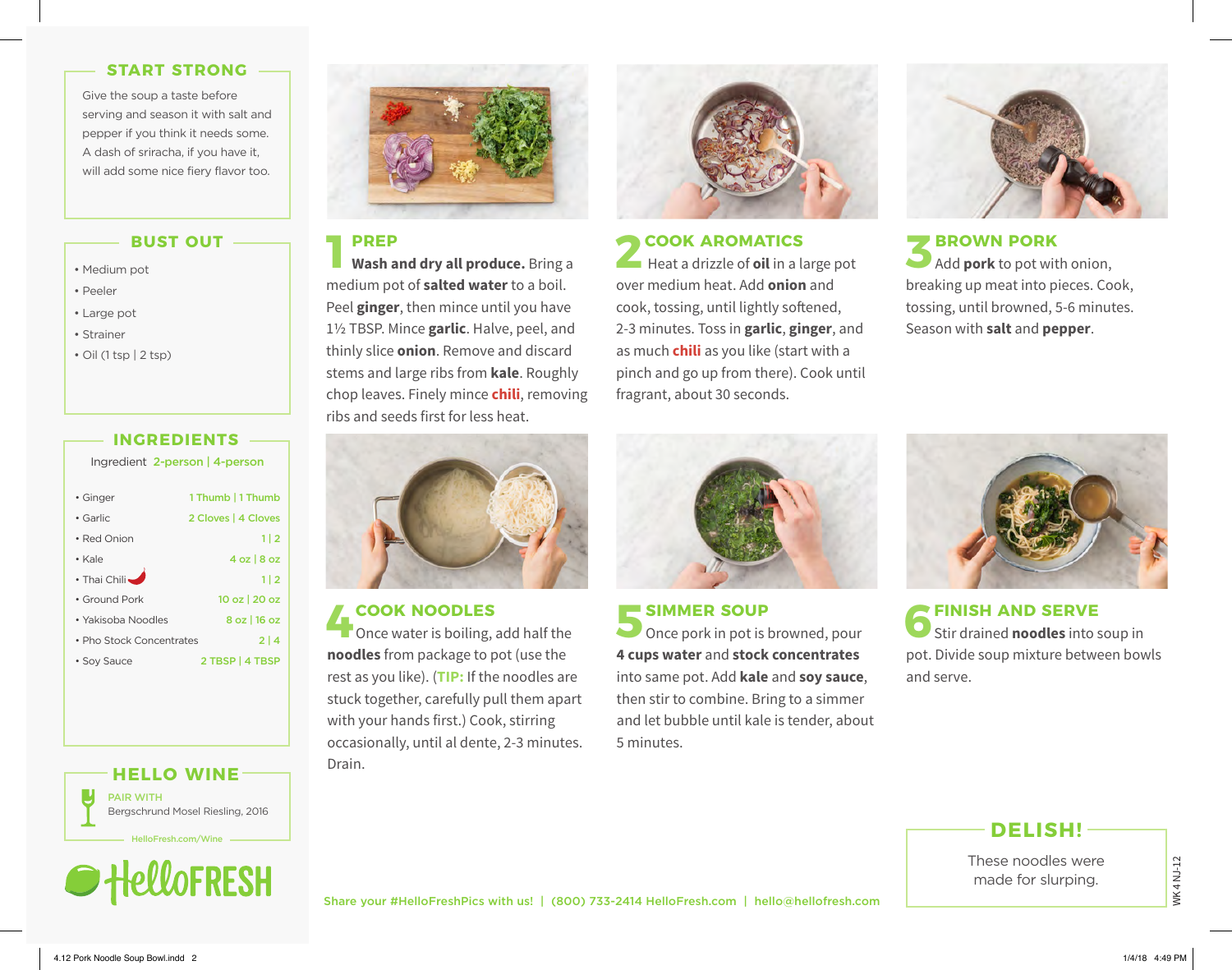## START STRONG

Give the soup a taste before serving and season it with salt and pepper if you think it needs some. A dash of sriracha, if you have it, will add some nice fiery flavor too.

## BUST OUT

- Medium pot
- Peeler
- Large pot
- Strainer
- Oil (1 tsp | 2 tsp)

## INGREDIENTS

| Ingredient | 2-person \| 4-person |
| --- | --- |
| Ginger | 1 Thumb \| 1 Thumb |
| Garlic | 2 Cloves \| 4 Cloves |
| Red Onion | 1 \| 2 |
| Kale | 4 oz \| 8 oz |
| Thai Chili | 1 \| 2 |
| Ground Pork | 10 oz \| 20 oz |
| Yakisoba Noodles | 8 oz \| 16 oz |
| Pho Stock Concentrates | 2 \| 4 |
| Soy Sauce | 2 TBSP \| 4 TBSP |

## HELLO WINE

PAIR WITH
Bergschrund Mosel Riesling, 2016

HelloFresh.com/Wine

## 1 PREP

**Wash and dry all produce.** Bring a medium pot of **salted water** to a boil. Peel **ginger**, then mince until you have 1½ TBSP. Mince **garlic**. Halve, peel, and thinly slice **onion**. Remove and discard stems and large ribs from **kale**. Roughly chop leaves. Finely mince **chili**, removing ribs and seeds first for less heat.

## 2 COOK AROMATICS

Heat a drizzle of **oil** in a large pot over medium heat. Add **onion** and cook, tossing, until lightly softened, 2-3 minutes. Toss in **garlic**, **ginger**, and as much **chili** as you like (start with a pinch and go up from there). Cook until fragrant, about 30 seconds.

## 3 BROWN PORK

Add **pork** to pot with onion, breaking up meat into pieces. Cook, tossing, until browned, 5-6 minutes. Season with **salt** and **pepper**.

## 4 COOK NOODLES

Once water is boiling, add half the **noodles** from package to pot (use the rest as you like). (**TIP:** If the noodles are stuck together, carefully pull them apart with your hands first.) Cook, stirring occasionally, until al dente, 2-3 minutes. Drain.

## 5 SIMMER SOUP

Once pork in pot is browned, pour **4 cups water** and **stock concentrates** into same pot. Add **kale** and **soy sauce**, then stir to combine. Bring to a simmer and let bubble until kale is tender, about 5 minutes.

## 6 FINISH AND SERVE

Stir drained **noodles** into soup in pot. Divide soup mixture between bowls and serve.

## DELISH!

These noodles were made for slurping.

Share your #HelloFreshPics with us! | (800) 733-2414 HelloFresh.com | hello@hellofresh.com

WK 4 NJ-12